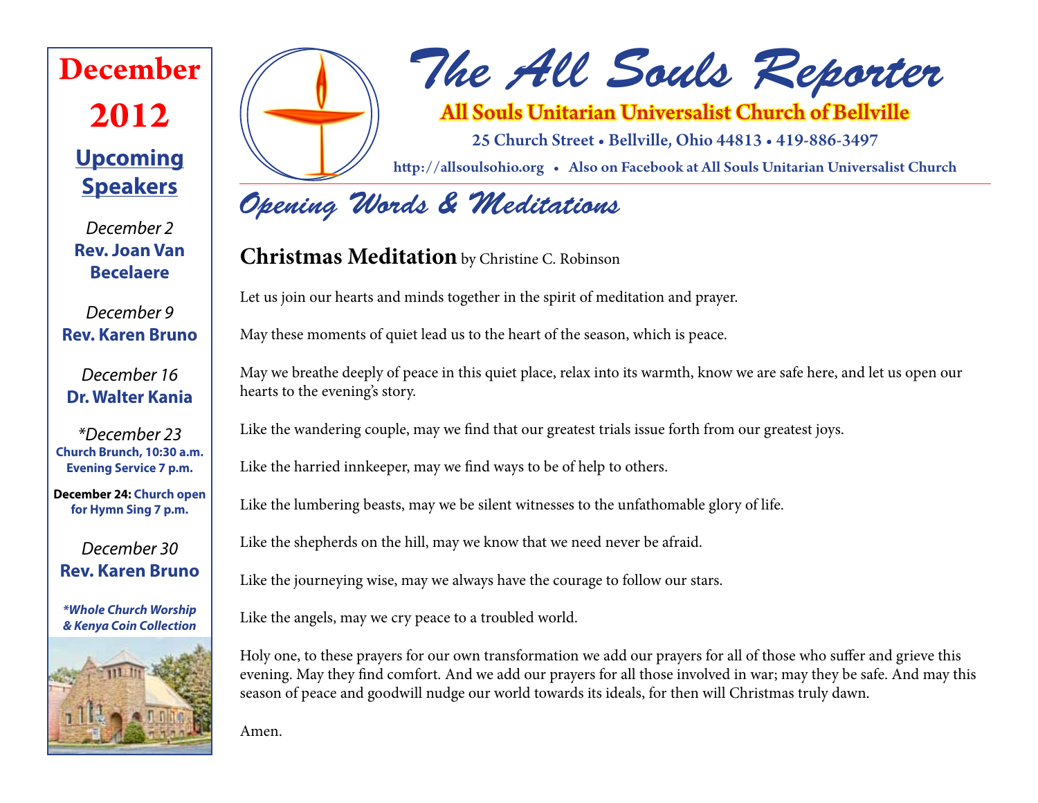# The All Souls Reporter

**All Souls Unitarian Universalist Church of Bellville**

25 Church Street • Bellville, Ohio 44813 • 419-886-3497

http://allsoulsohio.org • Also on Facebook at All Souls Unitarian Universalist Church

## December 2012

### Upcoming Speakers

*December 2*
**Rev. Joan Van Becelaere**

*December 9*
**Rev. Karen Bruno**

*December 16*
**Dr. Walter Kania**

*\*December 23*
**Church Brunch, 10:30 a.m.**
**Evening Service 7 p.m.**

**December 24:** Church open for Hymn Sing 7 p.m.

*December 30*
**Rev. Karen Bruno**

***Whole Church Worship & Kenya Coin Collection*

## Opening Words & Meditations

### Christmas Meditation by Christine C. Robinson

Let us join our hearts and minds together in the spirit of meditation and prayer.

May these moments of quiet lead us to the heart of the season, which is peace.

May we breathe deeply of peace in this quiet place, relax into its warmth, know we are safe here, and let us open our hearts to the evening's story.

Like the wandering couple, may we find that our greatest trials issue forth from our greatest joys.

Like the harried innkeeper, may we find ways to be of help to others.

Like the lumbering beasts, may we be silent witnesses to the unfathomable glory of life.

Like the shepherds on the hill, may we know that we need never be afraid.

Like the journeying wise, may we always have the courage to follow our stars.

Like the angels, may we cry peace to a troubled world.

Holy one, to these prayers for our own transformation we add our prayers for all of those who suffer and grieve this evening. May they find comfort. And we add our prayers for all those involved in war; may they be safe. And may this season of peace and goodwill nudge our world towards its ideals, for then will Christmas truly dawn.

Amen.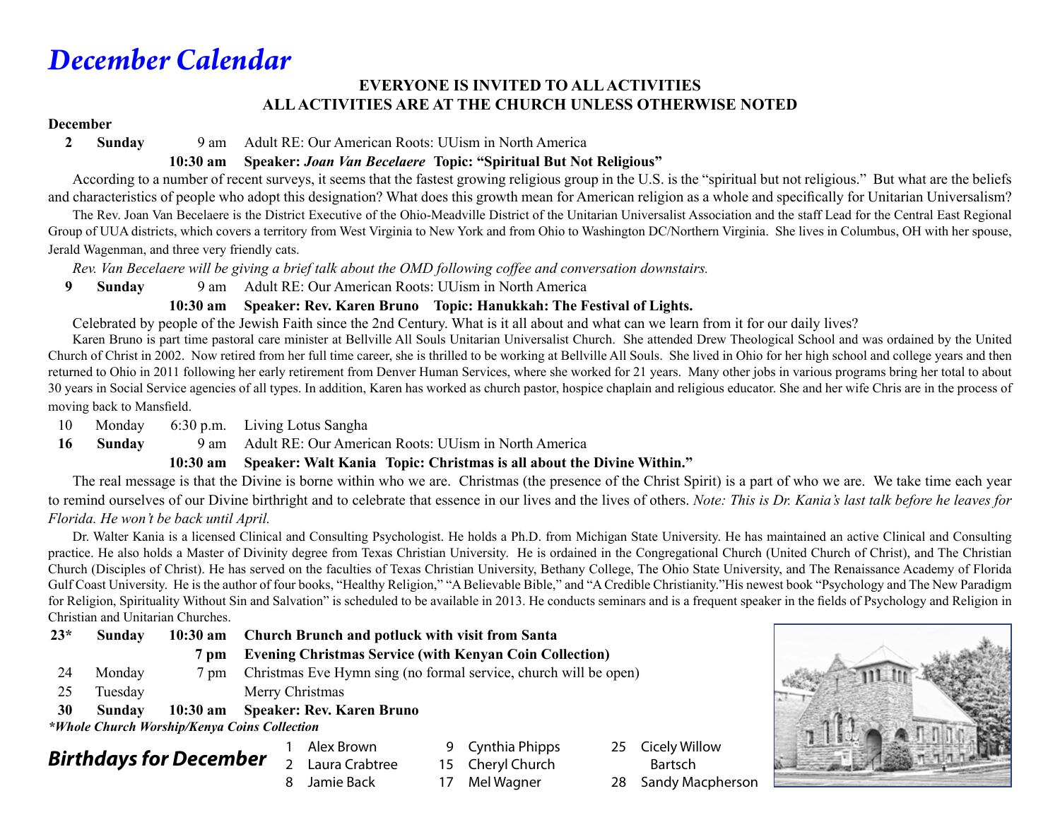# *December Calendar*

**EVERYONE IS INVITED TO ALL ACTIVITIES**
**ALL ACTIVITIES ARE AT THE CHURCH UNLESS OTHERWISE NOTED**

**December**

**2 Sunday** 9 am Adult RE: Our American Roots: UUism in North America

**10:30 am Speaker: *Joan Van Becelaere* Topic: "Spiritual But Not Religious"**

According to a number of recent surveys, it seems that the fastest growing religious group in the U.S. is the "spiritual but not religious." But what are the beliefs and characteristics of people who adopt this designation? What does this growth mean for American religion as a whole and specifically for Unitarian Universalism?

The Rev. Joan Van Becelaere is the District Executive of the Ohio-Meadville District of the Unitarian Universalist Association and the staff Lead for the Central East Regional Group of UUA districts, which covers a territory from West Virginia to New York and from Ohio to Washington DC/Northern Virginia. She lives in Columbus, OH with her spouse, Jerald Wagenman, and three very friendly cats.

*Rev. Van Becelaere will be giving a brief talk about the OMD following coffee and conversation downstairs.*

**9 Sunday** 9 am Adult RE: Our American Roots: UUism in North America

**10:30 am Speaker: Rev. Karen Bruno Topic: Hanukkah: The Festival of Lights.**

Celebrated by people of the Jewish Faith since the 2nd Century. What is it all about and what can we learn from it for our daily lives?

Karen Bruno is part time pastoral care minister at Bellville All Souls Unitarian Universalist Church. She attended Drew Theological School and was ordained by the United Church of Christ in 2002. Now retired from her full time career, she is thrilled to be working at Bellville All Souls. She lived in Ohio for her high school and college years and then returned to Ohio in 2011 following her early retirement from Denver Human Services, where she worked for 21 years. Many other jobs in various programs bring her total to about 30 years in Social Service agencies of all types. In addition, Karen has worked as church pastor, hospice chaplain and religious educator. She and her wife Chris are in the process of moving back to Mansfield.

10 Monday 6:30 p.m. Living Lotus Sangha

**16 Sunday** 9 am Adult RE: Our American Roots: UUism in North America

**10:30 am Speaker: Walt Kania Topic: Christmas is all about the Divine Within."**

The real message is that the Divine is borne within who we are. Christmas (the presence of the Christ Spirit) is a part of who we are. We take time each year to remind ourselves of our Divine birthright and to celebrate that essence in our lives and the lives of others. *Note: This is Dr. Kania's last talk before he leaves for Florida. He won't be back until April.*

Dr. Walter Kania is a licensed Clinical and Consulting Psychologist. He holds a Ph.D. from Michigan State University. He has maintained an active Clinical and Consulting practice. He also holds a Master of Divinity degree from Texas Christian University. He is ordained in the Congregational Church (United Church of Christ), and The Christian Church (Disciples of Christ). He has served on the faculties of Texas Christian University, Bethany College, The Ohio State University, and The Renaissance Academy of Florida Gulf Coast University. He is the author of four books, "Healthy Religion," "A Believable Bible," and "A Credible Christianity."His newest book "Psychology and The New Paradigm for Religion, Spirituality Without Sin and Salvation" is scheduled to be available in 2013. He conducts seminars and is a frequent speaker in the fields of Psychology and Religion in Christian and Unitarian Churches.

**23\* Sunday 10:30 am Church Brunch and potluck with visit from Santa**

**7 pm Evening Christmas Service (with Kenyan Coin Collection)**

24 Monday 7 pm Christmas Eve Hymn sing (no formal service, church will be open)

25 Tuesday Merry Christmas

**30 Sunday 10:30 am Speaker: Rev. Karen Bruno**

***Whole Church Worship/Kenya Coins Collection***

## *Birthdays for December*

1 Alex Brown
2 Laura Crabtree
8 Jamie Back
9 Cynthia Phipps
15 Cheryl Church
17 Mel Wagner
25 Cicely Willow Bartsch
28 Sandy Macpherson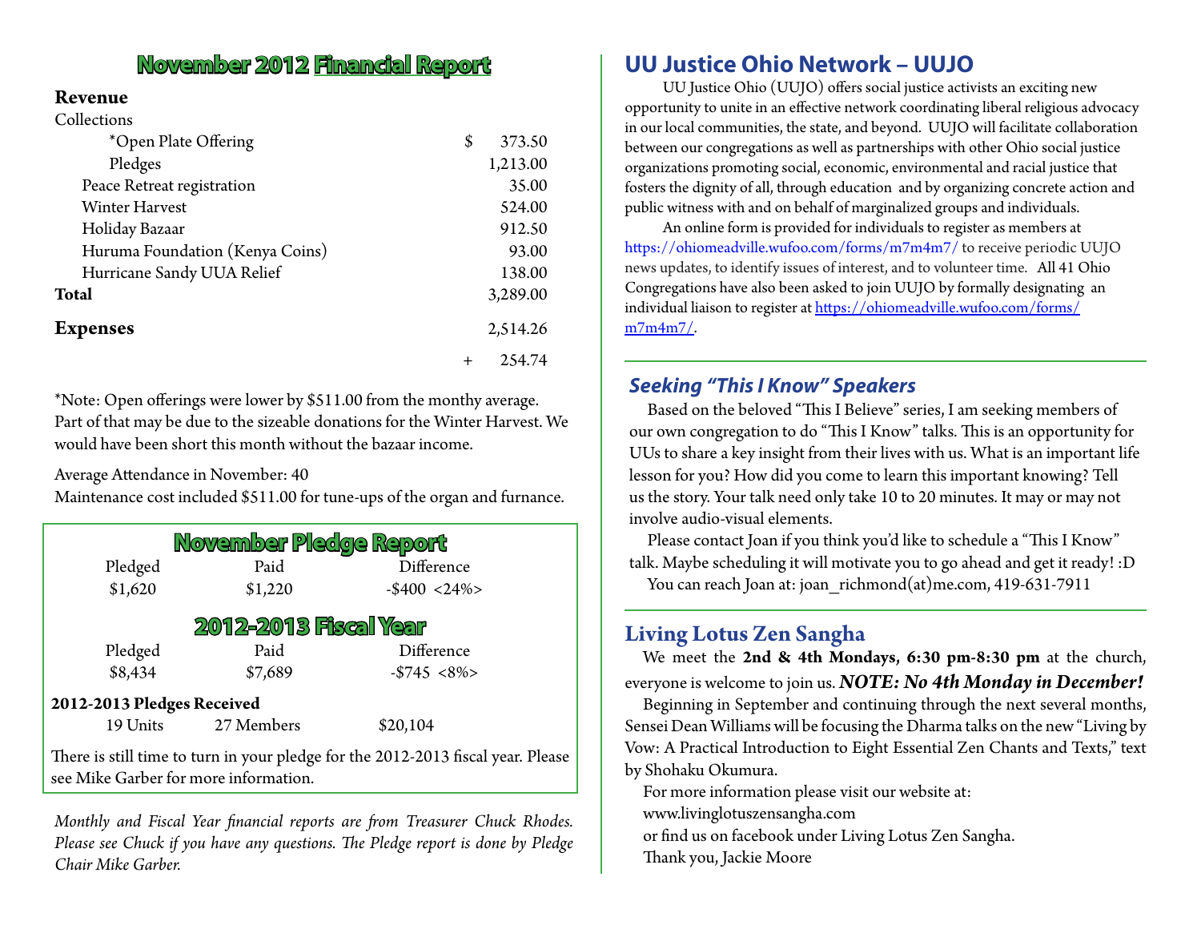## November 2012 Financial Report

| **Revenue** | | |
|---|---|---|
| Collections | | |
| *Open Plate Offering | $ | 373.50 |
| Pledges | | 1,213.00 |
| Peace Retreat registration | | 35.00 |
| Winter Harvest | | 524.00 |
| Holiday Bazaar | | 912.50 |
| Huruma Foundation (Kenya Coins) | | 93.00 |
| Hurricane Sandy UUA Relief | | 138.00 |
| **Total** | | 3,289.00 |
| **Expenses** | | 2,514.26 |
| | + | 254.74 |

*Note: Open offerings were lower by $511.00 from the monthy average. Part of that may be due to the sizeable donations for the Winter Harvest. We would have been short this month without the bazaar income.

Average Attendance in November: 40

Maintenance cost included $511.00 for tune-ups of the organ and furnance.

### November Pledge Report

| Pledged | Paid | Difference |
|---|---|---|
| $1,620 | $1,220 | -$400 <24%> |

### 2012-2013 Fiscal Year

| Pledged | Paid | Difference |
|---|---|---|
| $8,434 | $7,689 | -$745 <8%> |

**2012-2013 Pledges Received**

19 Units  27 Members  $20,104

There is still time to turn in your pledge for the 2012-2013 fiscal year. Please see Mike Garber for more information.

*Monthly and Fiscal Year financial reports are from Treasurer Chuck Rhodes. Please see Chuck if you have any questions. The Pledge report is done by Pledge Chair Mike Garber.*

## UU Justice Ohio Network – UUJO

UU Justice Ohio (UUJO) offers social justice activists an exciting new opportunity to unite in an effective network coordinating liberal religious advocacy in our local communities, the state, and beyond. UUJO will facilitate collaboration between our congregations as well as partnerships with other Ohio social justice organizations promoting social, economic, environmental and racial justice that fosters the dignity of all, through education and by organizing concrete action and public witness with and on behalf of marginalized groups and individuals.

An online form is provided for individuals to register as members at https://ohiomeadville.wufoo.com/forms/m7m4m7/ to receive periodic UUJO news updates, to identify issues of interest, and to volunteer time. All 41 Ohio Congregations have also been asked to join UUJO by formally designating an individual liaison to register at https://ohiomeadville.wufoo.com/forms/m7m4m7/.

## *Seeking "This I Know" Speakers*

Based on the beloved "This I Believe" series, I am seeking members of our own congregation to do "This I Know" talks. This is an opportunity for UUs to share a key insight from their lives with us. What is an important life lesson for you? How did you come to learn this important knowing? Tell us the story. Your talk need only take 10 to 20 minutes. It may or may not involve audio-visual elements.

Please contact Joan if you think you'd like to schedule a "This I Know" talk. Maybe scheduling it will motivate you to go ahead and get it ready! :D

You can reach Joan at: joan_richmond(at)me.com, 419-631-7911

## Living Lotus Zen Sangha

We meet the **2nd & 4th Mondays, 6:30 pm-8:30 pm** at the church, everyone is welcome to join us. ***NOTE: No 4th Monday in December!***

Beginning in September and continuing through the next several months, Sensei Dean Williams will be focusing the Dharma talks on the new "Living by Vow: A Practical Introduction to Eight Essential Zen Chants and Texts," text by Shohaku Okumura.

For more information please visit our website at:
www.livinglotuszensangha.com
or find us on facebook under Living Lotus Zen Sangha.
Thank you, Jackie Moore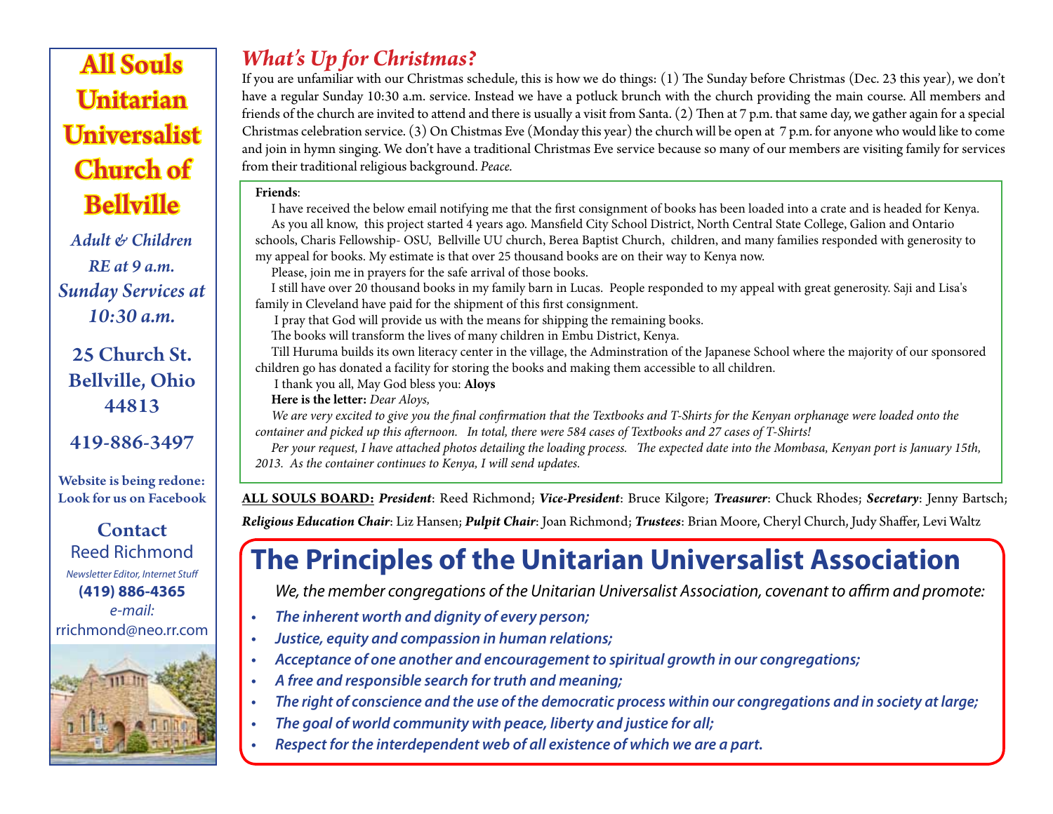# All Souls Unitarian Universalist Church of Bellville

*Adult & Children RE at 9 a.m.*
*Sunday Services at 10:30 a.m.*

**25 Church St.**
**Bellville, Ohio 44813**

**419-886-3497**

**Website is being redone: Look for us on Facebook**

**Contact**
Reed Richmond
*Newsletter Editor, Internet Stuff*
**(419) 886-4365**
*e-mail:*
rrichmond@neo.rr.com

## *What's Up for Christmas?*

If you are unfamiliar with our Christmas schedule, this is how we do things: (1) The Sunday before Christmas (Dec. 23 this year), we don't have a regular Sunday 10:30 a.m. service. Instead we have a potluck brunch with the church providing the main course. All members and friends of the church are invited to attend and there is usually a visit from Santa. (2) Then at 7 p.m. that same day, we gather again for a special Christmas celebration service. (3) On Chistmas Eve (Monday this year) the church will be open at 7 p.m. for anyone who would like to come and join in hymn singing. We don't have a traditional Christmas Eve service because so many of our members are visiting family for services from their traditional religious background. *Peace.*

**Friends**:

I have received the below email notifying me that the first consignment of books has been loaded into a crate and is headed for Kenya.

As you all know, this project started 4 years ago. Mansfield City School District, North Central State College, Galion and Ontario schools, Charis Fellowship- OSU, Bellville UU church, Berea Baptist Church, children, and many families responded with generosity to my appeal for books. My estimate is that over 25 thousand books are on their way to Kenya now.

Please, join me in prayers for the safe arrival of those books.

I still have over 20 thousand books in my family barn in Lucas. People responded to my appeal with great generosity. Saji and Lisa's family in Cleveland have paid for the shipment of this first consignment.

I pray that God will provide us with the means for shipping the remaining books.

The books will transform the lives of many children in Embu District, Kenya.

Till Huruma builds its own literacy center in the village, the Adminstration of the Japanese School where the majority of our sponsored children go has donated a facility for storing the books and making them accessible to all children.

I thank you all, May God bless you: **Aloys**

**Here is the letter:** *Dear Aloys,*

*We are very excited to give you the final confirmation that the Textbooks and T-Shirts for the Kenyan orphanage were loaded onto the container and picked up this afternoon. In total, there were 584 cases of Textbooks and 27 cases of T-Shirts!*

*Per your request, I have attached photos detailing the loading process. The expected date into the Mombasa, Kenyan port is January 15th, 2013. As the container continues to Kenya, I will send updates.*

**ALL SOULS BOARD:** ***President***: Reed Richmond; ***Vice-President***: Bruce Kilgore; ***Treasurer***: Chuck Rhodes; ***Secretary***: Jenny Bartsch; ***Religious Education Chair***: Liz Hansen; ***Pulpit Chair***: Joan Richmond; ***Trustees***: Brian Moore, Cheryl Church, Judy Shaffer, Levi Waltz

## The Principles of the Unitarian Universalist Association

*We, the member congregations of the Unitarian Universalist Association, covenant to affirm and promote:*

- ***The inherent worth and dignity of every person;***
- ***Justice, equity and compassion in human relations;***
- ***Acceptance of one another and encouragement to spiritual growth in our congregations;***
- ***A free and responsible search for truth and meaning;***
- ***The right of conscience and the use of the democratic process within our congregations and in society at large;***
- ***The goal of world community with peace, liberty and justice for all;***
- ***Respect for the interdependent web of all existence of which we are a part.***